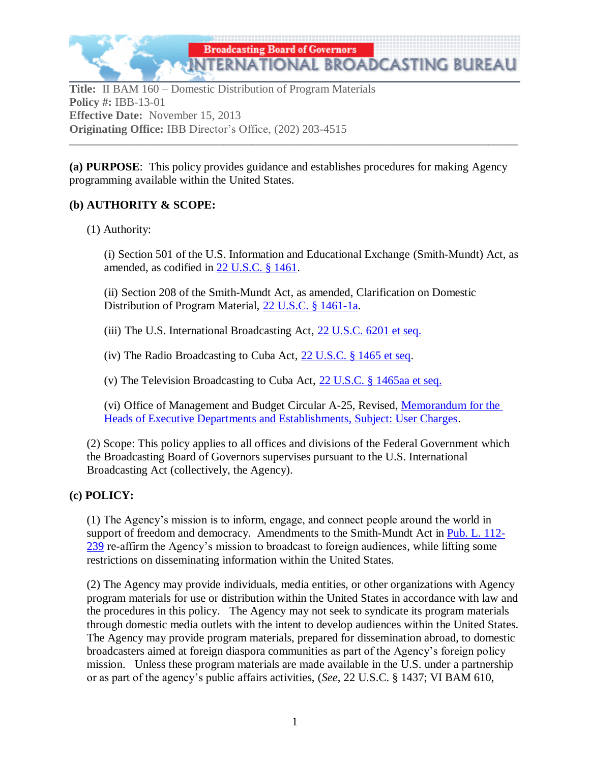Broadcasting Board of Governors
INTERNATIONAL BROADCASTING BUREAU

**Title:** II BAM 160 – Domestic Distribution of Program Materials
**Policy #:** IBB-13-01
**Effective Date:** November 15, 2013
**Originating Office:** IBB Director's Office, (202) 203-4515

---

**(a) PURPOSE**: This policy provides guidance and establishes procedures for making Agency programming available within the United States.

**(b) AUTHORITY & SCOPE:**

(1) Authority:

(i) Section 501 of the U.S. Information and Educational Exchange (Smith-Mundt) Act, as amended, as codified in 22 U.S.C. § 1461.

(ii) Section 208 of the Smith-Mundt Act, as amended, Clarification on Domestic Distribution of Program Material, 22 U.S.C. § 1461-1a.

(iii) The U.S. International Broadcasting Act, 22 U.S.C. 6201 et seq.

(iv) The Radio Broadcasting to Cuba Act, 22 U.S.C. § 1465 et seq.

(v) The Television Broadcasting to Cuba Act, 22 U.S.C. § 1465aa et seq.

(vi) Office of Management and Budget Circular A-25, Revised, Memorandum for the Heads of Executive Departments and Establishments, Subject: User Charges.

(2) Scope: This policy applies to all offices and divisions of the Federal Government which the Broadcasting Board of Governors supervises pursuant to the U.S. International Broadcasting Act (collectively, the Agency).

**(c) POLICY:**

(1) The Agency's mission is to inform, engage, and connect people around the world in support of freedom and democracy. Amendments to the Smith-Mundt Act in Pub. L. 112-239 re-affirm the Agency's mission to broadcast to foreign audiences, while lifting some restrictions on disseminating information within the United States.

(2) The Agency may provide individuals, media entities, or other organizations with Agency program materials for use or distribution within the United States in accordance with law and the procedures in this policy. The Agency may not seek to syndicate its program materials through domestic media outlets with the intent to develop audiences within the United States. The Agency may provide program materials, prepared for dissemination abroad, to domestic broadcasters aimed at foreign diaspora communities as part of the Agency's foreign policy mission. Unless these program materials are made available in the U.S. under a partnership or as part of the agency's public affairs activities, (*See*, 22 U.S.C. § 1437; VI BAM 610,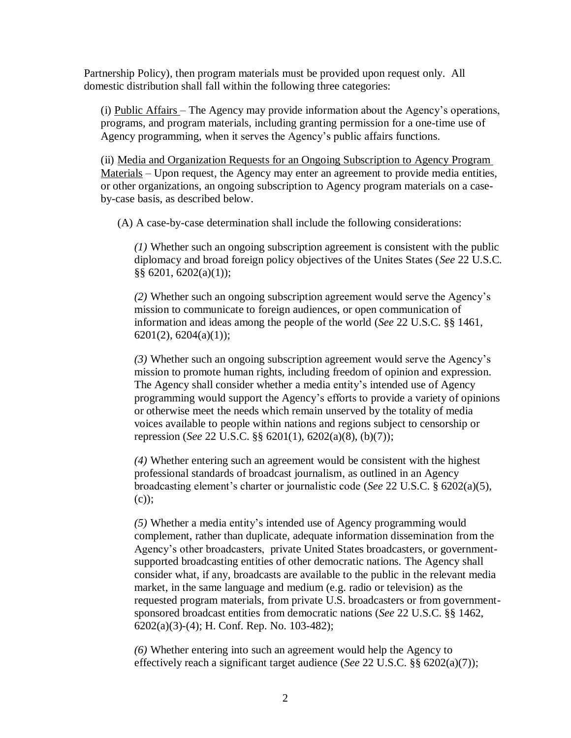Partnership Policy), then program materials must be provided upon request only. All domestic distribution shall fall within the following three categories:

(i) Public Affairs – The Agency may provide information about the Agency's operations, programs, and program materials, including granting permission for a one-time use of Agency programming, when it serves the Agency's public affairs functions.

(ii) Media and Organization Requests for an Ongoing Subscription to Agency Program Materials – Upon request, the Agency may enter an agreement to provide media entities, or other organizations, an ongoing subscription to Agency program materials on a case-by-case basis, as described below.

(A) A case-by-case determination shall include the following considerations:

*(1)* Whether such an ongoing subscription agreement is consistent with the public diplomacy and broad foreign policy objectives of the Unites States (*See* 22 U.S.C. §§ 6201, 6202(a)(1));

*(2)* Whether such an ongoing subscription agreement would serve the Agency's mission to communicate to foreign audiences, or open communication of information and ideas among the people of the world (*See* 22 U.S.C. §§ 1461, 6201(2), 6204(a)(1));

*(3)* Whether such an ongoing subscription agreement would serve the Agency's mission to promote human rights, including freedom of opinion and expression. The Agency shall consider whether a media entity's intended use of Agency programming would support the Agency's efforts to provide a variety of opinions or otherwise meet the needs which remain unserved by the totality of media voices available to people within nations and regions subject to censorship or repression (*See* 22 U.S.C. §§ 6201(1), 6202(a)(8), (b)(7));

*(4)* Whether entering such an agreement would be consistent with the highest professional standards of broadcast journalism, as outlined in an Agency broadcasting element's charter or journalistic code (*See* 22 U.S.C. § 6202(a)(5), (c));

*(5)* Whether a media entity's intended use of Agency programming would complement, rather than duplicate, adequate information dissemination from the Agency's other broadcasters, private United States broadcasters, or government-supported broadcasting entities of other democratic nations. The Agency shall consider what, if any, broadcasts are available to the public in the relevant media market, in the same language and medium (e.g. radio or television) as the requested program materials, from private U.S. broadcasters or from government-sponsored broadcast entities from democratic nations (*See* 22 U.S.C. §§ 1462, 6202(a)(3)-(4); H. Conf. Rep. No. 103-482);

*(6)* Whether entering into such an agreement would help the Agency to effectively reach a significant target audience (*See* 22 U.S.C. §§ 6202(a)(7));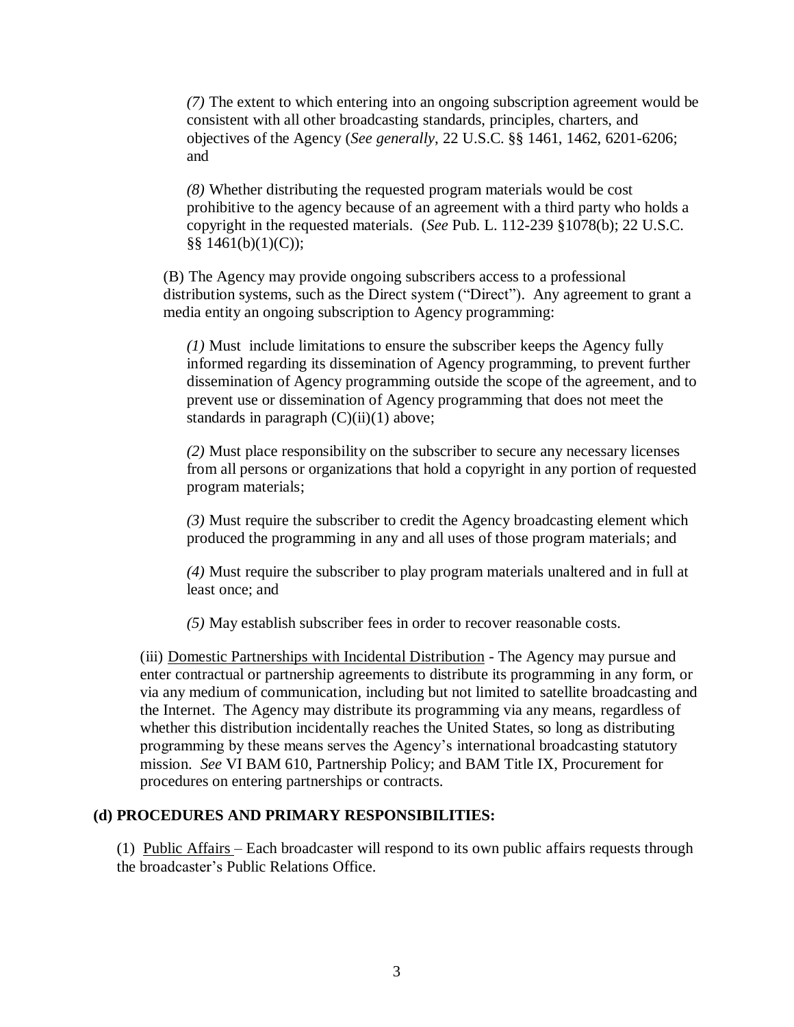*(7)* The extent to which entering into an ongoing subscription agreement would be consistent with all other broadcasting standards, principles, charters, and objectives of the Agency (*See generally*, 22 U.S.C. §§ 1461, 1462, 6201-6206; and

*(8)* Whether distributing the requested program materials would be cost prohibitive to the agency because of an agreement with a third party who holds a copyright in the requested materials. (*See* Pub. L. 112-239 §1078(b); 22 U.S.C. §§ 1461(b)(1)(C));

(B) The Agency may provide ongoing subscribers access to a professional distribution systems, such as the Direct system ("Direct"). Any agreement to grant a media entity an ongoing subscription to Agency programming:

*(1)* Must include limitations to ensure the subscriber keeps the Agency fully informed regarding its dissemination of Agency programming, to prevent further dissemination of Agency programming outside the scope of the agreement, and to prevent use or dissemination of Agency programming that does not meet the standards in paragraph (C)(ii)(1) above;

*(2)* Must place responsibility on the subscriber to secure any necessary licenses from all persons or organizations that hold a copyright in any portion of requested program materials;

*(3)* Must require the subscriber to credit the Agency broadcasting element which produced the programming in any and all uses of those program materials; and

*(4)* Must require the subscriber to play program materials unaltered and in full at least once; and

*(5)* May establish subscriber fees in order to recover reasonable costs.

(iii) Domestic Partnerships with Incidental Distribution - The Agency may pursue and enter contractual or partnership agreements to distribute its programming in any form, or via any medium of communication, including but not limited to satellite broadcasting and the Internet. The Agency may distribute its programming via any means, regardless of whether this distribution incidentally reaches the United States, so long as distributing programming by these means serves the Agency's international broadcasting statutory mission. *See* VI BAM 610, Partnership Policy; and BAM Title IX, Procurement for procedures on entering partnerships or contracts.

**(d) PROCEDURES AND PRIMARY RESPONSIBILITIES:**

(1) Public Affairs – Each broadcaster will respond to its own public affairs requests through the broadcaster's Public Relations Office.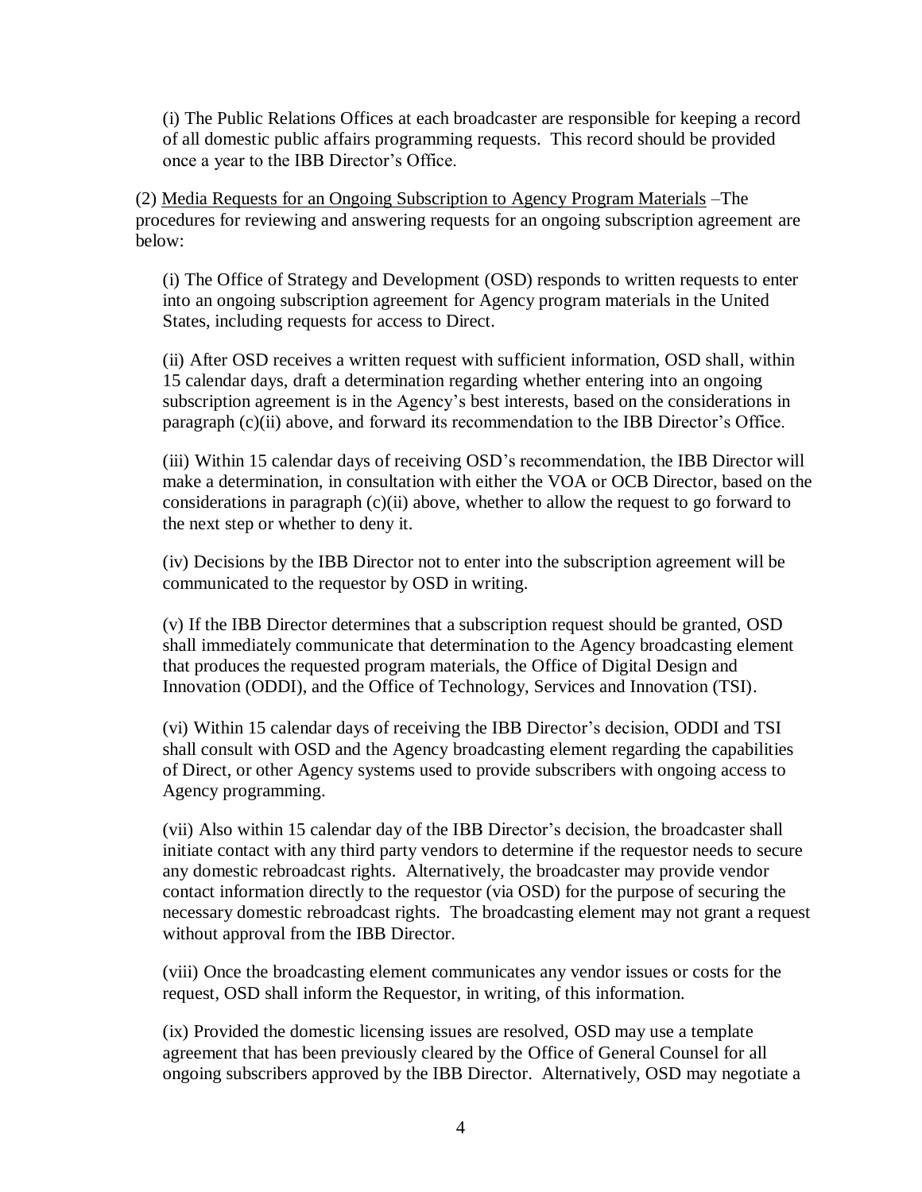(i) The Public Relations Offices at each broadcaster are responsible for keeping a record of all domestic public affairs programming requests. This record should be provided once a year to the IBB Director's Office.

(2) Media Requests for an Ongoing Subscription to Agency Program Materials –The procedures for reviewing and answering requests for an ongoing subscription agreement are below:

(i) The Office of Strategy and Development (OSD) responds to written requests to enter into an ongoing subscription agreement for Agency program materials in the United States, including requests for access to Direct.

(ii) After OSD receives a written request with sufficient information, OSD shall, within 15 calendar days, draft a determination regarding whether entering into an ongoing subscription agreement is in the Agency's best interests, based on the considerations in paragraph (c)(ii) above, and forward its recommendation to the IBB Director's Office.

(iii) Within 15 calendar days of receiving OSD's recommendation, the IBB Director will make a determination, in consultation with either the VOA or OCB Director, based on the considerations in paragraph (c)(ii) above, whether to allow the request to go forward to the next step or whether to deny it.

(iv) Decisions by the IBB Director not to enter into the subscription agreement will be communicated to the requestor by OSD in writing.

(v) If the IBB Director determines that a subscription request should be granted, OSD shall immediately communicate that determination to the Agency broadcasting element that produces the requested program materials, the Office of Digital Design and Innovation (ODDI), and the Office of Technology, Services and Innovation (TSI).

(vi) Within 15 calendar days of receiving the IBB Director's decision, ODDI and TSI shall consult with OSD and the Agency broadcasting element regarding the capabilities of Direct, or other Agency systems used to provide subscribers with ongoing access to Agency programming.

(vii) Also within 15 calendar day of the IBB Director's decision, the broadcaster shall initiate contact with any third party vendors to determine if the requestor needs to secure any domestic rebroadcast rights. Alternatively, the broadcaster may provide vendor contact information directly to the requestor (via OSD) for the purpose of securing the necessary domestic rebroadcast rights. The broadcasting element may not grant a request without approval from the IBB Director.

(viii) Once the broadcasting element communicates any vendor issues or costs for the request, OSD shall inform the Requestor, in writing, of this information.

(ix) Provided the domestic licensing issues are resolved, OSD may use a template agreement that has been previously cleared by the Office of General Counsel for all ongoing subscribers approved by the IBB Director. Alternatively, OSD may negotiate a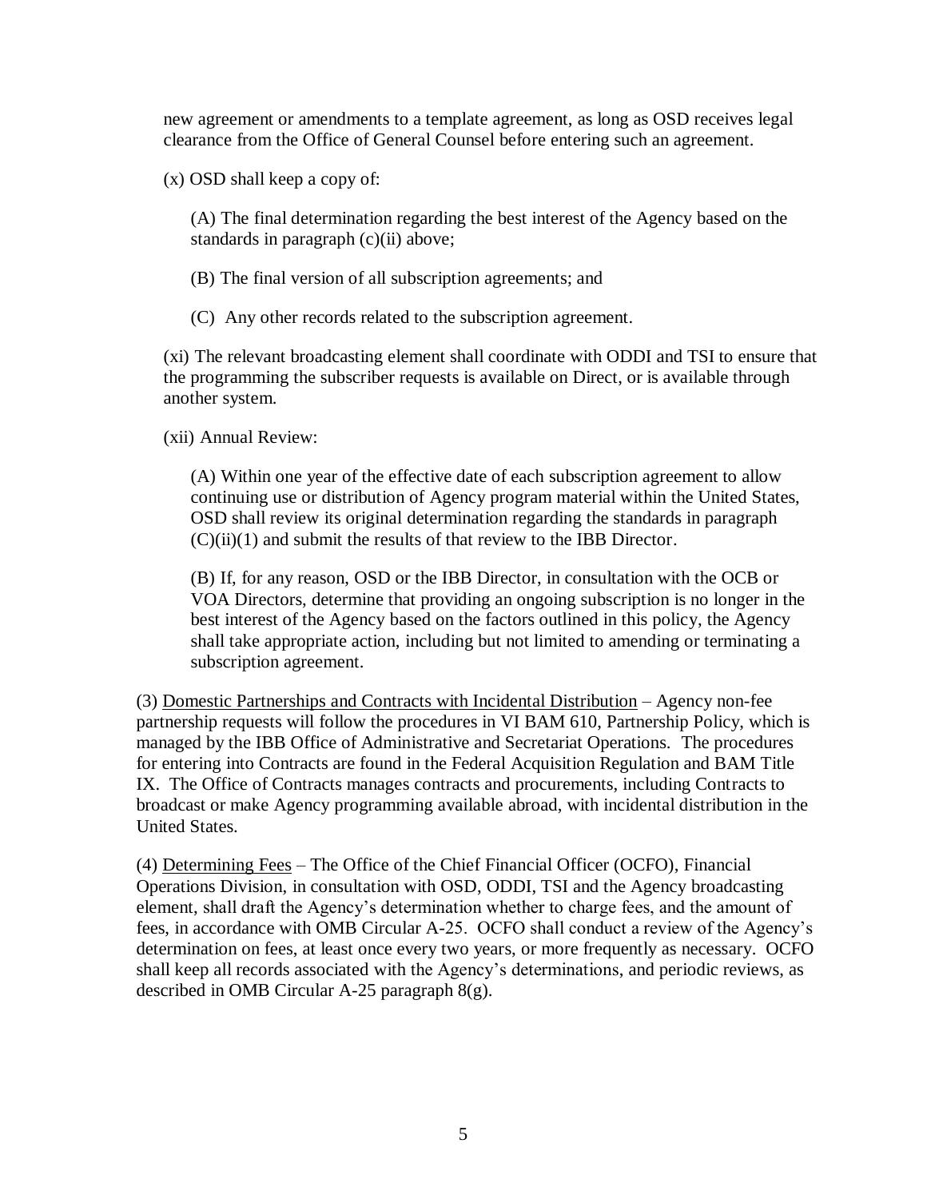new agreement or amendments to a template agreement, as long as OSD receives legal clearance from the Office of General Counsel before entering such an agreement.

(x) OSD shall keep a copy of:

(A) The final determination regarding the best interest of the Agency based on the standards in paragraph (c)(ii) above;

(B) The final version of all subscription agreements; and

(C) Any other records related to the subscription agreement.

(xi) The relevant broadcasting element shall coordinate with ODDI and TSI to ensure that the programming the subscriber requests is available on Direct, or is available through another system.

(xii) Annual Review:

(A) Within one year of the effective date of each subscription agreement to allow continuing use or distribution of Agency program material within the United States, OSD shall review its original determination regarding the standards in paragraph (C)(ii)(1) and submit the results of that review to the IBB Director.

(B) If, for any reason, OSD or the IBB Director, in consultation with the OCB or VOA Directors, determine that providing an ongoing subscription is no longer in the best interest of the Agency based on the factors outlined in this policy, the Agency shall take appropriate action, including but not limited to amending or terminating a subscription agreement.

(3) <u>Domestic Partnerships and Contracts with Incidental Distribution</u> – Agency non-fee partnership requests will follow the procedures in VI BAM 610, Partnership Policy, which is managed by the IBB Office of Administrative and Secretariat Operations. The procedures for entering into Contracts are found in the Federal Acquisition Regulation and BAM Title IX. The Office of Contracts manages contracts and procurements, including Contracts to broadcast or make Agency programming available abroad, with incidental distribution in the United States.

(4) <u>Determining Fees</u> – The Office of the Chief Financial Officer (OCFO), Financial Operations Division, in consultation with OSD, ODDI, TSI and the Agency broadcasting element, shall draft the Agency's determination whether to charge fees, and the amount of fees, in accordance with OMB Circular A-25. OCFO shall conduct a review of the Agency's determination on fees, at least once every two years, or more frequently as necessary. OCFO shall keep all records associated with the Agency's determinations, and periodic reviews, as described in OMB Circular A-25 paragraph 8(g).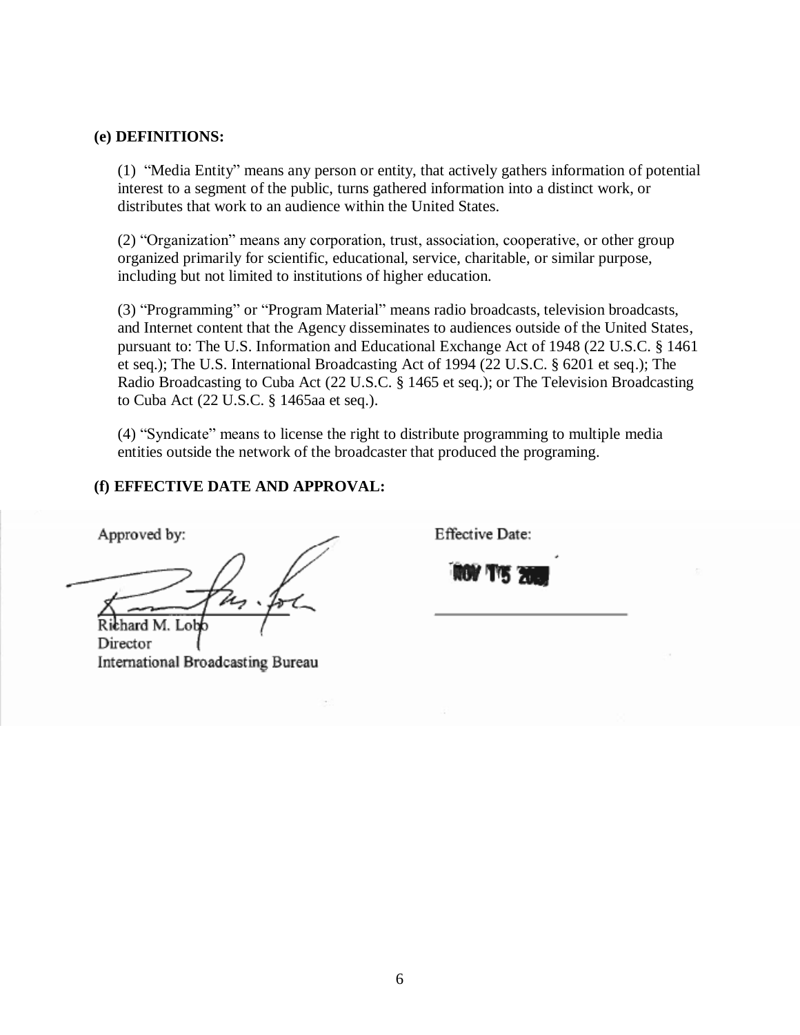**(e) DEFINITIONS:**

(1) "Media Entity" means any person or entity, that actively gathers information of potential interest to a segment of the public, turns gathered information into a distinct work, or distributes that work to an audience within the United States.

(2) "Organization" means any corporation, trust, association, cooperative, or other group organized primarily for scientific, educational, service, charitable, or similar purpose, including but not limited to institutions of higher education.

(3) "Programming" or "Program Material" means radio broadcasts, television broadcasts, and Internet content that the Agency disseminates to audiences outside of the United States, pursuant to: The U.S. Information and Educational Exchange Act of 1948 (22 U.S.C. § 1461 et seq.); The U.S. International Broadcasting Act of 1994 (22 U.S.C. § 6201 et seq.); The Radio Broadcasting to Cuba Act (22 U.S.C. § 1465 et seq.); or The Television Broadcasting to Cuba Act (22 U.S.C. § 1465aa et seq.).

(4) "Syndicate" means to license the right to distribute programming to multiple media entities outside the network of the broadcaster that produced the programing.

**(f) EFFECTIVE DATE AND APPROVAL:**

Approved by:

Richard M. Lobo
Director
International Broadcasting Bureau

Effective Date:

NOV 15 2010